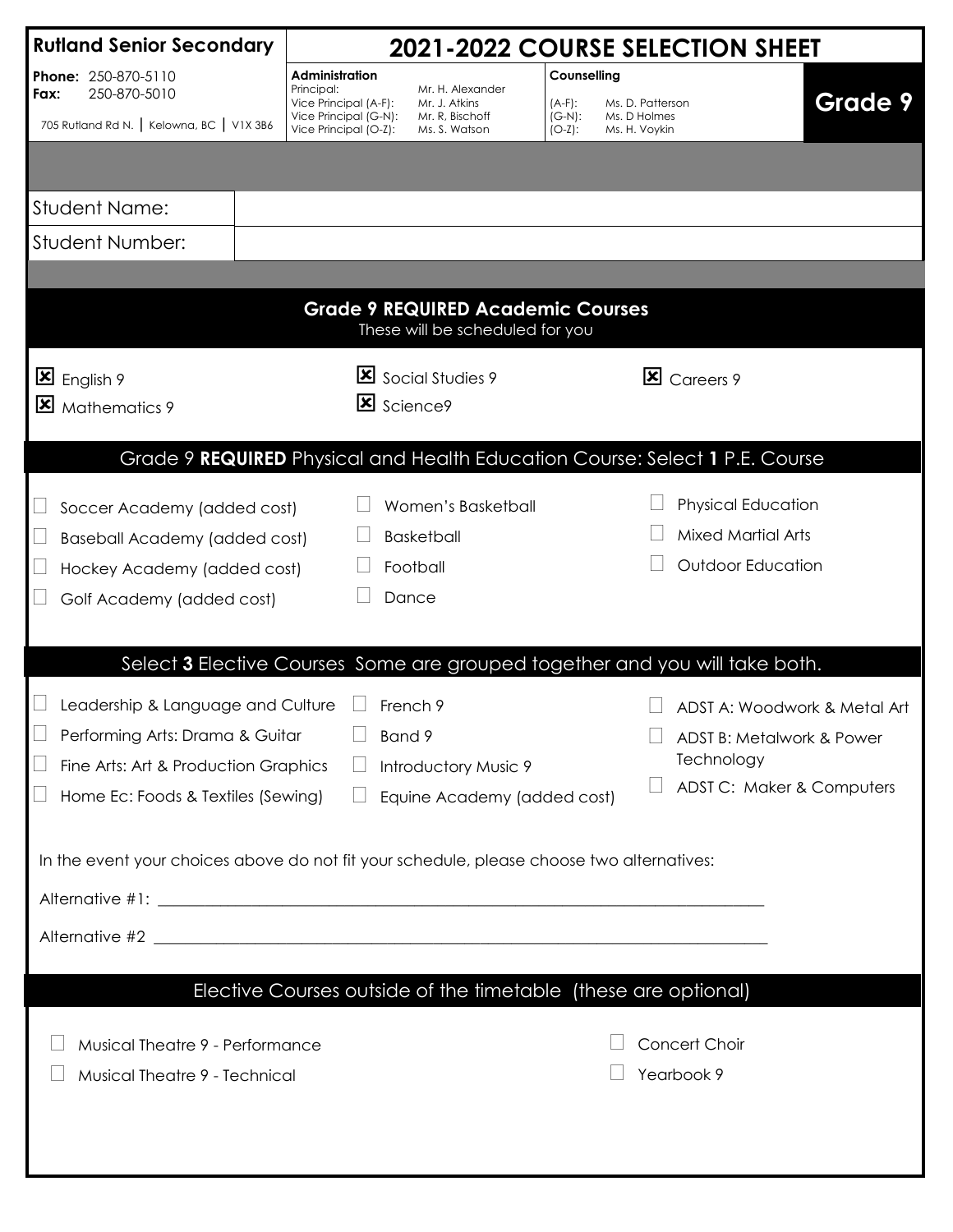# Rutland Senior Secondary

**Phone:** 250-870-5110
**Fax:** 250-870-5010

705 Rutland Rd N. | Kelowna, BC | V1X 3B6

## 2021-2022 COURSE SELECTION SHEET

**Grade 9**

**Administration**

| | |
|---|---|
| Principal: | Mr. H. Alexander |
| Vice Principal (A-F): | Mr. J. Atkins |
| Vice Principal (G-N): | Mr. R, Bischoff |
| Vice Principal (O-Z): | Ms. S. Watson |

**Counselling**

| | |
|---|---|
| (A-F): | Ms. D. Patterson |
| (G-N): | Ms. D Holmes |
| (O-Z): | Ms. H. Voykin |

| | |
|---|---|
| Student Name: | |
| Student Number: | |

### Grade 9 REQUIRED Academic Courses

These will be scheduled for you

- ☒ English 9
- ☒ Mathematics 9
- ☒ Social Studies 9
- ☒ Science9
- ☒ Careers 9

### Grade 9 **REQUIRED** Physical and Health Education Course: Select **1** P.E. Course

- ☐ Soccer Academy (added cost)
- ☐ Baseball Academy (added cost)
- ☐ Hockey Academy (added cost)
- ☐ Golf Academy (added cost)
- ☐ Women's Basketball
- ☐ Basketball
- ☐ Football
- ☐ Dance
- ☐ Physical Education
- ☐ Mixed Martial Arts
- ☐ Outdoor Education

### Select **3** Elective Courses Some are grouped together and you will take both.

- ☐ Leadership & Language and Culture
- ☐ Performing Arts: Drama & Guitar
- ☐ Fine Arts: Art & Production Graphics
- ☐ Home Ec: Foods & Textiles (Sewing)
- ☐ French 9
- ☐ Band 9
- ☐ Introductory Music 9
- ☐ Equine Academy (added cost)
- ☐ ADST A: Woodwork & Metal Art
- ☐ ADST B: Metalwork & Power Technology
- ☐ ADST C: Maker & Computers

In the event your choices above do not fit your schedule, please choose two alternatives:

Alternative #1: ______________________________________________________________

Alternative #2 ______________________________________________________________

### Elective Courses outside of the timetable (these are optional)

- ☐ Musical Theatre 9 - Performance
- ☐ Musical Theatre 9 - Technical
- ☐ Concert Choir
- ☐ Yearbook 9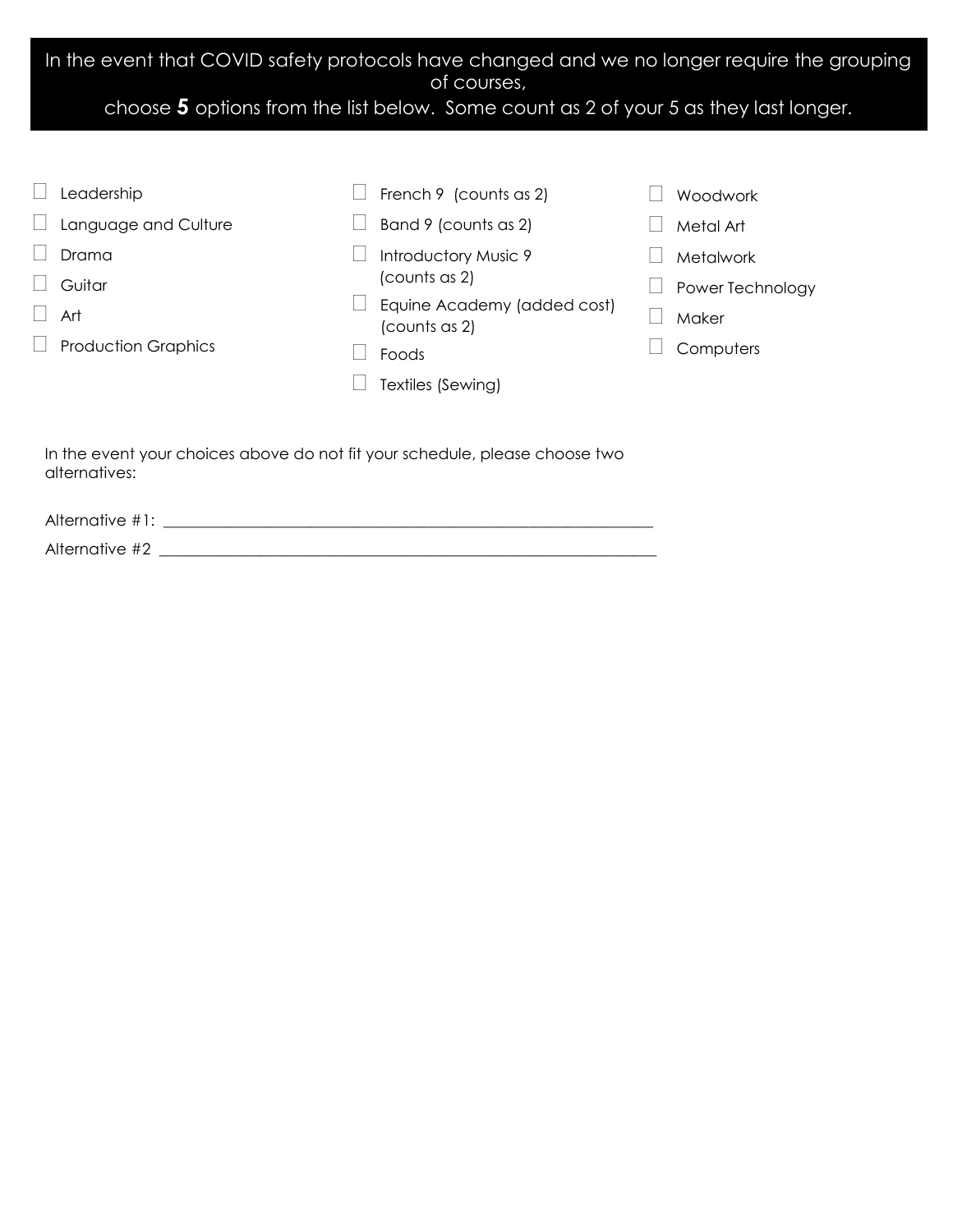**In the event that COVID safety protocols have changed and we no longer require the grouping of courses,**
**choose 5 options from the list below. Some count as 2 of your 5 as they last longer.**

- [ ] Leadership
- [ ] Language and Culture
- [ ] Drama
- [ ] Guitar
- [ ] Art
- [ ] Production Graphics
- [ ] French 9 (counts as 2)
- [ ] Band 9 (counts as 2)
- [ ] Introductory Music 9 (counts as 2)
- [ ] Equine Academy (added cost) (counts as 2)
- [ ] Foods
- [ ] Textiles (Sewing)
- [ ] Woodwork
- [ ] Metal Art
- [ ] Metalwork
- [ ] Power Technology
- [ ] Maker
- [ ] Computers

In the event your choices above do not fit your schedule, please choose two alternatives:

Alternative #1: ____________________________________________________________

Alternative #2 ____________________________________________________________